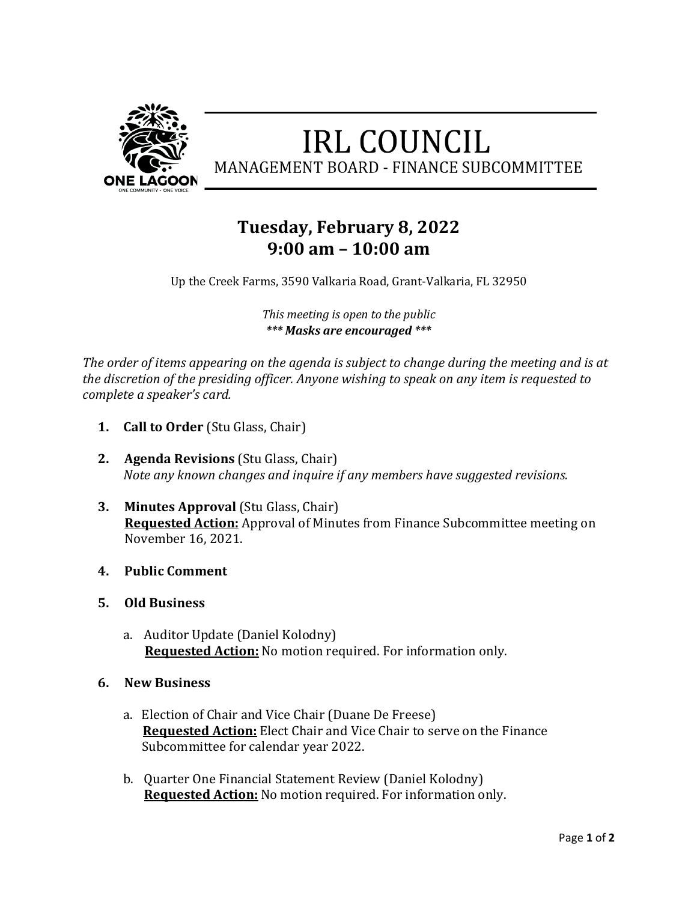# IRL COUNCIL

## MANAGEMENT BOARD - FINANCE SUBCOMMITTEE

## Tuesday, February 8, 2022
## 9:00 am – 10:00 am

Up the Creek Farms, 3590 Valkaria Road, Grant-Valkaria, FL 32950

*This meeting is open to the public*
***\*\*\* Masks are encouraged \*\*\****

*The order of items appearing on the agenda is subject to change during the meeting and is at the discretion of the presiding officer. Anyone wishing to speak on any item is requested to complete a speaker's card.*

1. **Call to Order** (Stu Glass, Chair)

2. **Agenda Revisions** (Stu Glass, Chair)
   *Note any known changes and inquire if any members have suggested revisions.*

3. **Minutes Approval** (Stu Glass, Chair)
   **Requested Action:** Approval of Minutes from Finance Subcommittee meeting on November 16, 2021.

4. **Public Comment**

5. **Old Business**

   a. Auditor Update (Daniel Kolodny)
      **Requested Action:** No motion required. For information only.

6. **New Business**

   a. Election of Chair and Vice Chair (Duane De Freese)
      **Requested Action:** Elect Chair and Vice Chair to serve on the Finance Subcommittee for calendar year 2022.

   b. Quarter One Financial Statement Review (Daniel Kolodny)
      **Requested Action:** No motion required. For information only.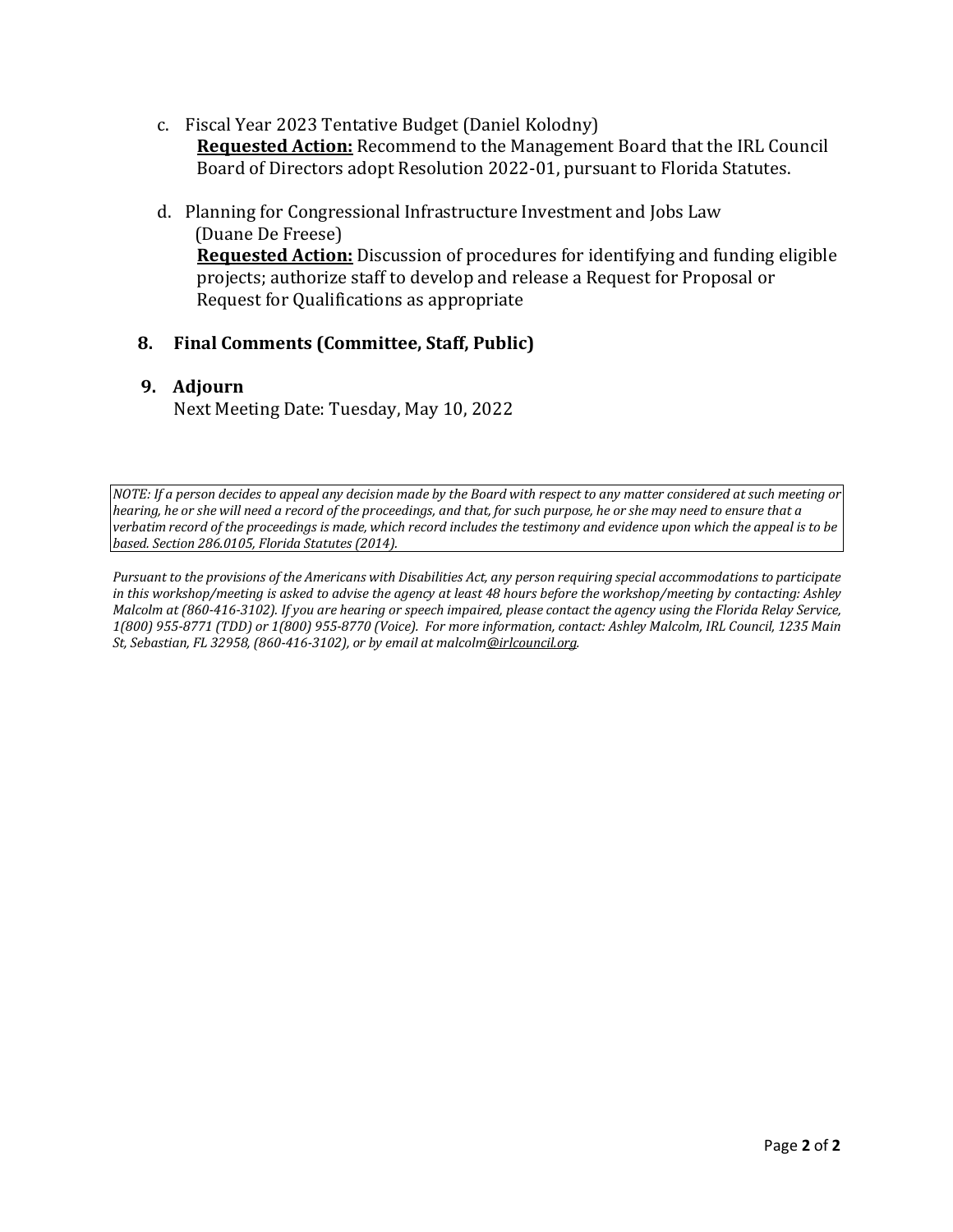c. Fiscal Year 2023 Tentative Budget (Daniel Kolodny)
   **Requested Action:** Recommend to the Management Board that the IRL Council Board of Directors adopt Resolution 2022-01, pursuant to Florida Statutes.

d. Planning for Congressional Infrastructure Investment and Jobs Law (Duane De Freese)
   **Requested Action:** Discussion of procedures for identifying and funding eligible projects; authorize staff to develop and release a Request for Proposal or Request for Qualifications as appropriate

**8. Final Comments (Committee, Staff, Public)**

**9. Adjourn**
Next Meeting Date: Tuesday, May 10, 2022

*NOTE: If a person decides to appeal any decision made by the Board with respect to any matter considered at such meeting or hearing, he or she will need a record of the proceedings, and that, for such purpose, he or she may need to ensure that a verbatim record of the proceedings is made, which record includes the testimony and evidence upon which the appeal is to be based. Section 286.0105, Florida Statutes (2014).*

*Pursuant to the provisions of the Americans with Disabilities Act, any person requiring special accommodations to participate in this workshop/meeting is asked to advise the agency at least 48 hours before the workshop/meeting by contacting: Ashley Malcolm at (860-416-3102). If you are hearing or speech impaired, please contact the agency using the Florida Relay Service, 1(800) 955-8771 (TDD) or 1(800) 955-8770 (Voice). For more information, contact: Ashley Malcolm, IRL Council, 1235 Main St, Sebastian, FL 32958, (860-416-3102), or by email at malcolm@irlcouncil.org.*